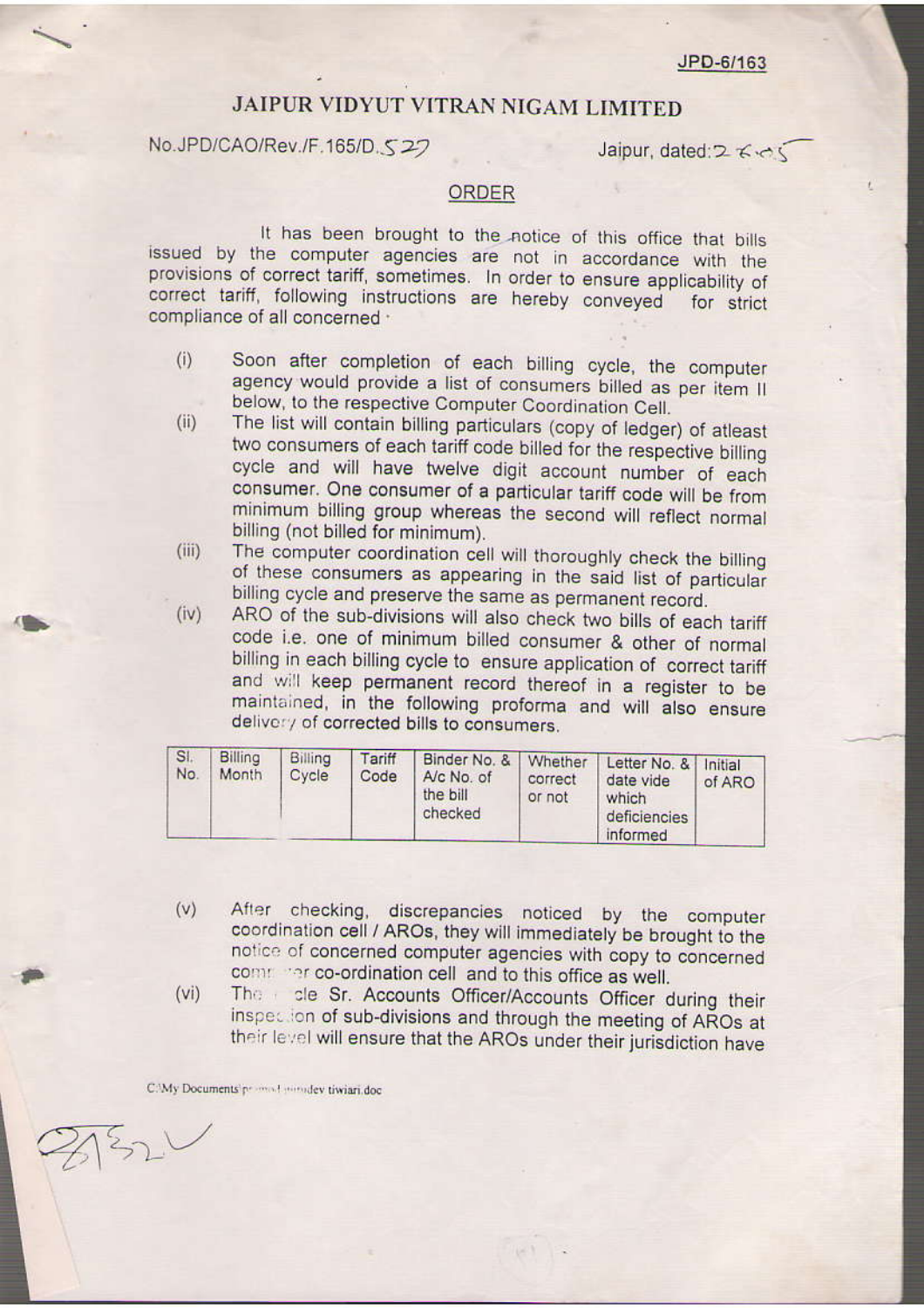JPD-6/163

# JAIPUR VIDYUT VITRAN NIGAM LIMITED

No.JPD/CAO/Rev./F.165/D.527 Jaipur, dated: 2.6.05

## ORDER

It has been brought to the notice of this office that bills issued by the computer agencies are not in accordance with the provisions of correct tariff, sometimes. In order to ensure applicability of correct tariff, following instructions are hereby conveyed for strict compliance of all concerned :

(i) Soon after completion of each billing cycle, the computer agency would provide a list of consumers billed as per item II below, to the respective Computer Coordination Cell.

(ii) The list will contain billing particulars (copy of ledger) of atleast two consumers of each tariff code billed for the respective billing cycle and will have twelve digit account number of each consumer. One consumer of a particular tariff code will be from minimum billing group whereas the second will reflect normal billing (not billed for minimum).

(iii) The computer coordination cell will thoroughly check the billing of these consumers as appearing in the said list of particular billing cycle and preserve the same as permanent record.

(iv) ARO of the sub-divisions will also check two bills of each tariff code i.e. one of minimum billed consumer & other of normal billing in each billing cycle to ensure application of correct tariff and will keep permanent record thereof in a register to be maintained, in the following proforma and will also ensure delivery of corrected bills to consumers.

| Sl. No. | Billing Month | Billing Cycle | Tariff Code | Binder No. & A/c No. of the bill checked | Whether correct or not | Letter No. & date vide which deficiencies informed | Initial of ARO |
|---|---|---|---|---|---|---|---|
| | | | | | | | |

(v) After checking, discrepancies noticed by the computer coordination cell / AROs, they will immediately be brought to the notice of concerned computer agencies with copy to concerned computer co-ordination cell and to this office as well.

(vi) The circle Sr. Accounts Officer/Accounts Officer during their inspection of sub-divisions and through the meeting of AROs at their level will ensure that the AROs under their jurisdiction have

C:\My Documents\pr...\...udev tiwiari.doc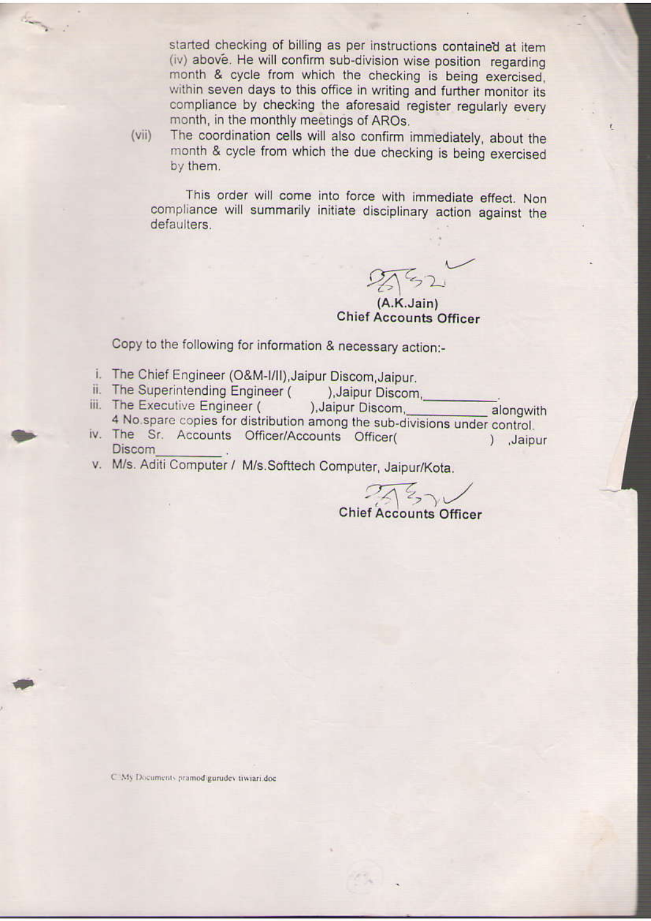started checking of billing as per instructions contained at item (iv) above. He will confirm sub-division wise position regarding month & cycle from which the checking is being exercised, within seven days to this office in writing and further monitor its compliance by checking the aforesaid register regularly every month, in the monthly meetings of AROs.

(vii) The coordination cells will also confirm immediately, about the month & cycle from which the due checking is being exercised by them.

This order will come into force with immediate effect. Non compliance will summarily initiate disciplinary action against the defaulters.

(A.K.Jain)
**Chief Accounts Officer**

Copy to the following for information & necessary action:-

i. The Chief Engineer (O&M-I/II),Jaipur Discom,Jaipur.
ii. The Superintending Engineer ( ),Jaipur Discom,__________.
iii. The Executive Engineer ( ),Jaipur Discom,__________ alongwith 4 No.spare copies for distribution among the sub-divisions under control.
iv. The Sr. Accounts Officer/Accounts Officer( ) ,Jaipur Discom__________.
v. M/s. Aditi Computer / M/s.Softtech Computer, Jaipur/Kota.

**Chief Accounts Officer**

C:\My Documents\pramod\gurudev tiwari.doc